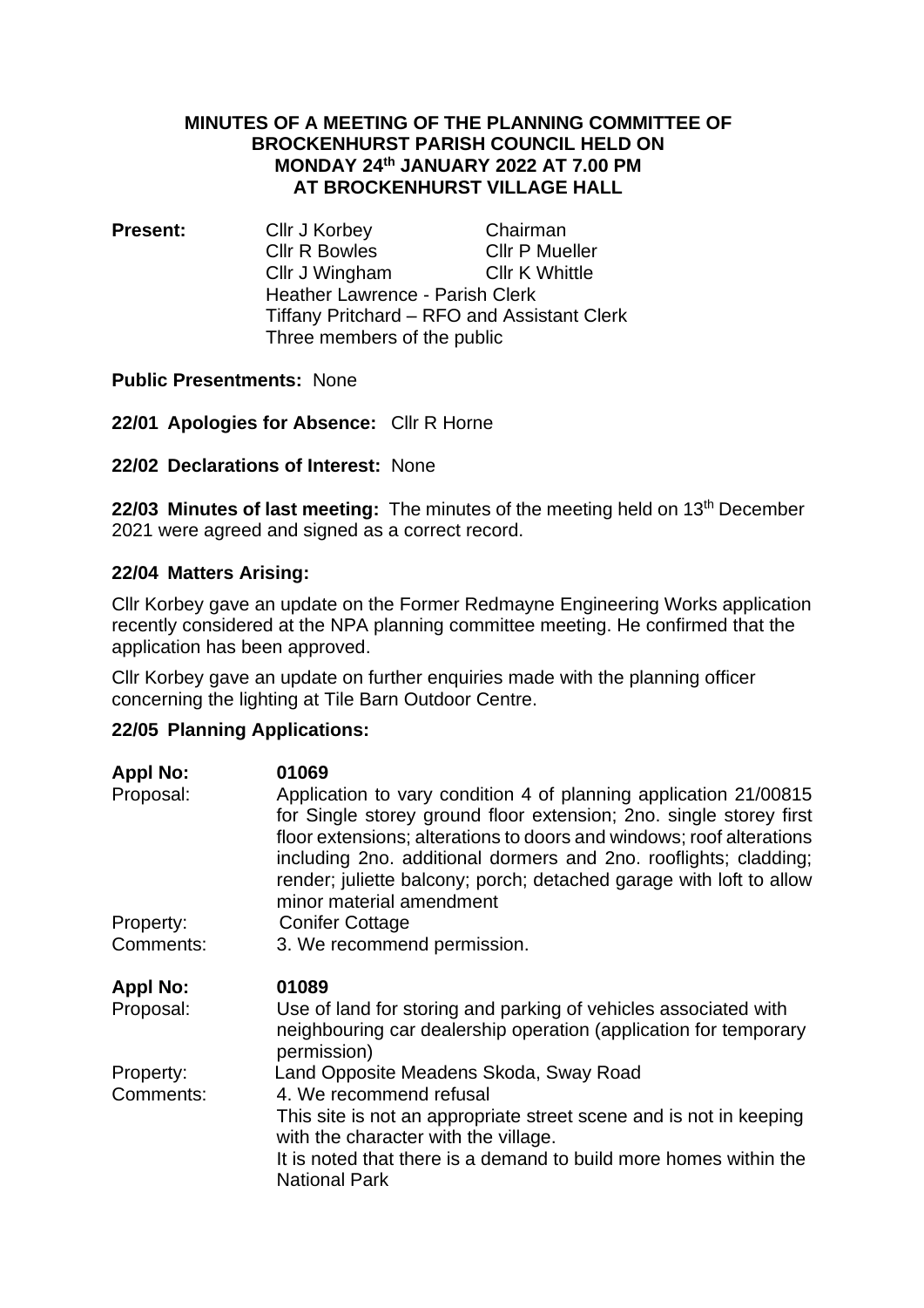# MINUTES OF A MEETING OF THE PLANNING COMMITTEE OF BROCKENHURST PARISH COUNCIL HELD ON MONDAY 24th JANUARY 2022 AT 7.00 PM AT BROCKENHURST VILLAGE HALL

**Present:** Cllr J Korbey Chairman
Cllr R Bowles, Cllr P Mueller
Cllr J Wingham, Cllr K Whittle
Heather Lawrence - Parish Clerk
Tiffany Pritchard – RFO and Assistant Clerk
Three members of the public

**Public Presentments:** None

**22/01 Apologies for Absence:** Cllr R Horne

**22/02 Declarations of Interest:** None

**22/03 Minutes of last meeting:** The minutes of the meeting held on 13th December 2021 were agreed and signed as a correct record.

**22/04 Matters Arising:**

Cllr Korbey gave an update on the Former Redmayne Engineering Works application recently considered at the NPA planning committee meeting. He confirmed that the application has been approved.

Cllr Korbey gave an update on further enquiries made with the planning officer concerning the lighting at Tile Barn Outdoor Centre.

**22/05 Planning Applications:**

**Appl No:** **01069**
Proposal: Application to vary condition 4 of planning application 21/00815 for Single storey ground floor extension; 2no. single storey first floor extensions; alterations to doors and windows; roof alterations including 2no. additional dormers and 2no. rooflights; cladding; render; juliette balcony; porch; detached garage with loft to allow minor material amendment
Property: Conifer Cottage
Comments: 3. We recommend permission.

**Appl No:** **01089**
Proposal: Use of land for storing and parking of vehicles associated with neighbouring car dealership operation (application for temporary permission)
Property: Land Opposite Meadens Skoda, Sway Road
Comments: 4. We recommend refusal
This site is not an appropriate street scene and is not in keeping with the character with the village.
It is noted that there is a demand to build more homes within the National Park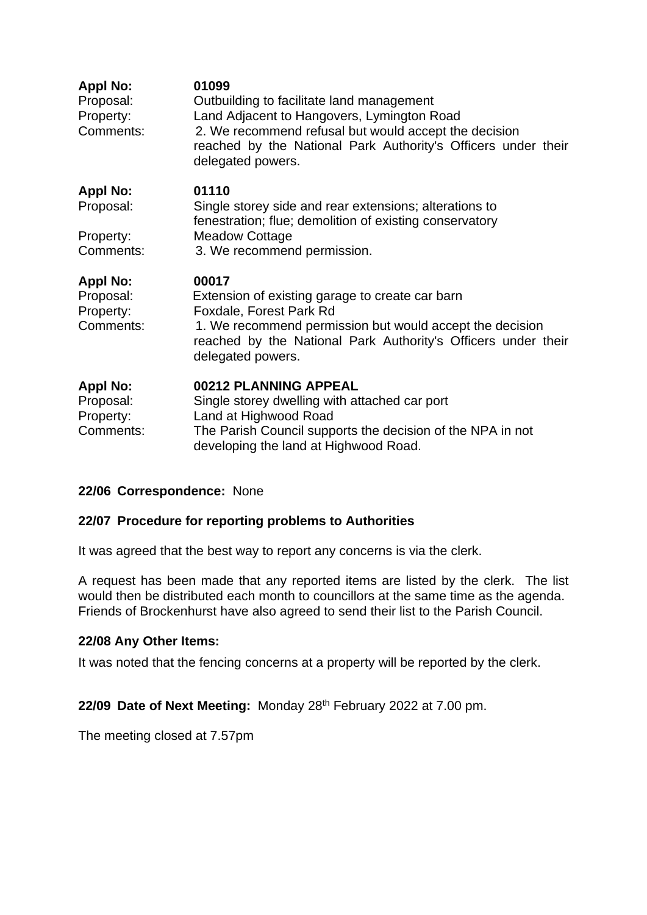**Appl No:** **01099**
Proposal: Outbuilding to facilitate land management
Property: Land Adjacent to Hangovers, Lymington Road
Comments: 2. We recommend refusal but would accept the decision reached by the National Park Authority's Officers under their delegated powers.

**Appl No:** **01110**
Proposal: Single storey side and rear extensions; alterations to fenestration; flue; demolition of existing conservatory
Property: Meadow Cottage
Comments: 3. We recommend permission.

**Appl No:** **00017**
Proposal: Extension of existing garage to create car barn
Property: Foxdale, Forest Park Rd
Comments: 1. We recommend permission but would accept the decision reached by the National Park Authority's Officers under their delegated powers.

**Appl No:** **00212 PLANNING APPEAL**
Proposal: Single storey dwelling with attached car port
Property: Land at Highwood Road
Comments: The Parish Council supports the decision of the NPA in not developing the land at Highwood Road.

**22/06 Correspondence:** None

**22/07 Procedure for reporting problems to Authorities**

It was agreed that the best way to report any concerns is via the clerk.

A request has been made that any reported items are listed by the clerk. The list would then be distributed each month to councillors at the same time as the agenda. Friends of Brockenhurst have also agreed to send their list to the Parish Council.

**22/08 Any Other Items:**

It was noted that the fencing concerns at a property will be reported by the clerk.

**22/09 Date of Next Meeting:** Monday 28th February 2022 at 7.00 pm.

The meeting closed at 7.57pm